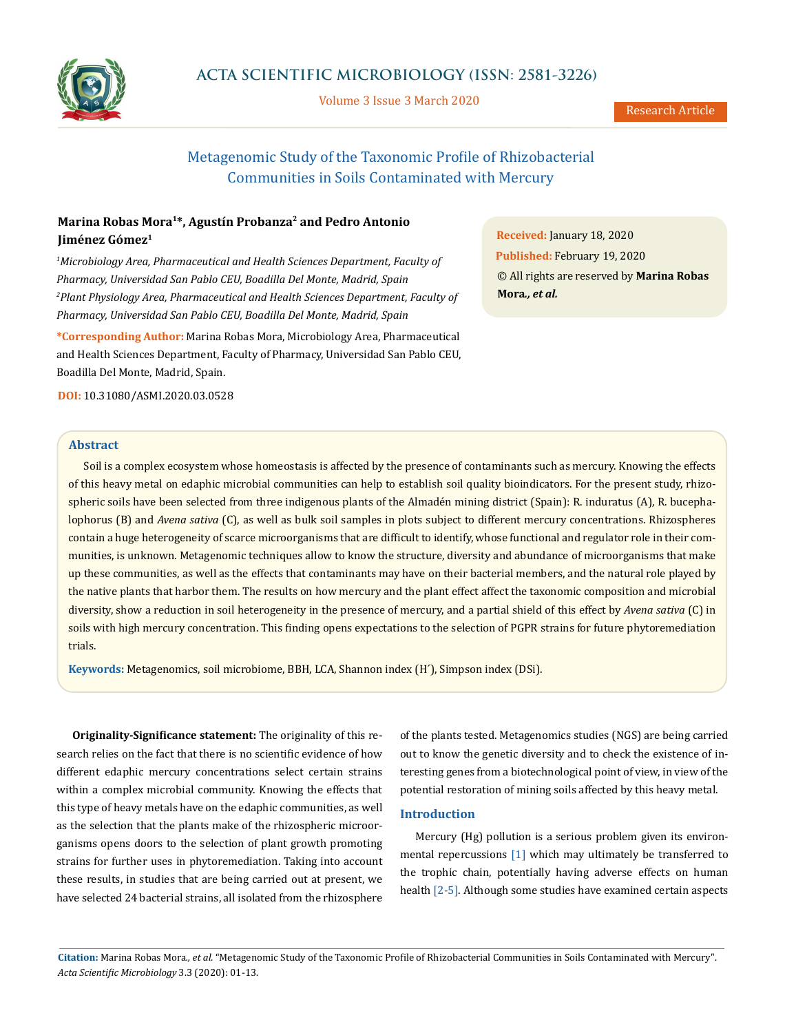# Metagenomic Study of the Taxonomic Profile of Rhizobacterial Communities in Soils Contaminated with Mercury

**Marina Robas Mora[1]*, Agustín Probanza[2] and Pedro Antonio Jiménez Gómez[1]**

[1]*Microbiology Area, Pharmaceutical and Health Sciences Department, Faculty of Pharmacy, Universidad San Pablo CEU, Boadilla Del Monte, Madrid, Spain*

[2]*Plant Physiology Area, Pharmaceutical and Health Sciences Department, Faculty of Pharmacy, Universidad San Pablo CEU, Boadilla Del Monte, Madrid, Spain*

***Corresponding Author:** Marina Robas Mora, Microbiology Area, Pharmaceutical and Health Sciences Department, Faculty of Pharmacy, Universidad San Pablo CEU, Boadilla Del Monte, Madrid, Spain.

**DOI:** 10.31080/ASMI.2020.03.0528

**Received:** January 18, 2020
**Published:** February 19, 2020
© All rights are reserved by **Marina Robas Mora*, et al.***

## Abstract

Soil is a complex ecosystem whose homeostasis is affected by the presence of contaminants such as mercury. Knowing the effects of this heavy metal on edaphic microbial communities can help to establish soil quality bioindicators. For the present study, rhizospheric soils have been selected from three indigenous plants of the Almadén mining district (Spain): R. induratus (A), R. bucephalophorus (B) and *Avena sativa* (C), as well as bulk soil samples in plots subject to different mercury concentrations. Rhizospheres contain a huge heterogeneity of scarce microorganisms that are difficult to identify, whose functional and regulator role in their communities, is unknown. Metagenomic techniques allow to know the structure, diversity and abundance of microorganisms that make up these communities, as well as the effects that contaminants may have on their bacterial members, and the natural role played by the native plants that harbor them. The results on how mercury and the plant effect affect the taxonomic composition and microbial diversity, show a reduction in soil heterogeneity in the presence of mercury, and a partial shield of this effect by *Avena sativa* (C) in soils with high mercury concentration. This finding opens expectations to the selection of PGPR strains for future phytoremediation trials.

**Keywords:** Metagenomics, soil microbiome, BBH, LCA, Shannon index (H´), Simpson index (DSi).

**Originality-Significance statement:** The originality of this research relies on the fact that there is no scientific evidence of how different edaphic mercury concentrations select certain strains within a complex microbial community. Knowing the effects that this type of heavy metals have on the edaphic communities, as well as the selection that the plants make of the rhizospheric microorganisms opens doors to the selection of plant growth promoting strains for further uses in phytoremediation. Taking into account these results, in studies that are being carried out at present, we have selected 24 bacterial strains, all isolated from the rhizosphere of the plants tested. Metagenomics studies (NGS) are being carried out to know the genetic diversity and to check the existence of interesting genes from a biotechnological point of view, in view of the potential restoration of mining soils affected by this heavy metal.

## Introduction

Mercury (Hg) pollution is a serious problem given its environmental repercussions [1] which may ultimately be transferred to the trophic chain, potentially having adverse effects on human health [2-5]. Although some studies have examined certain aspects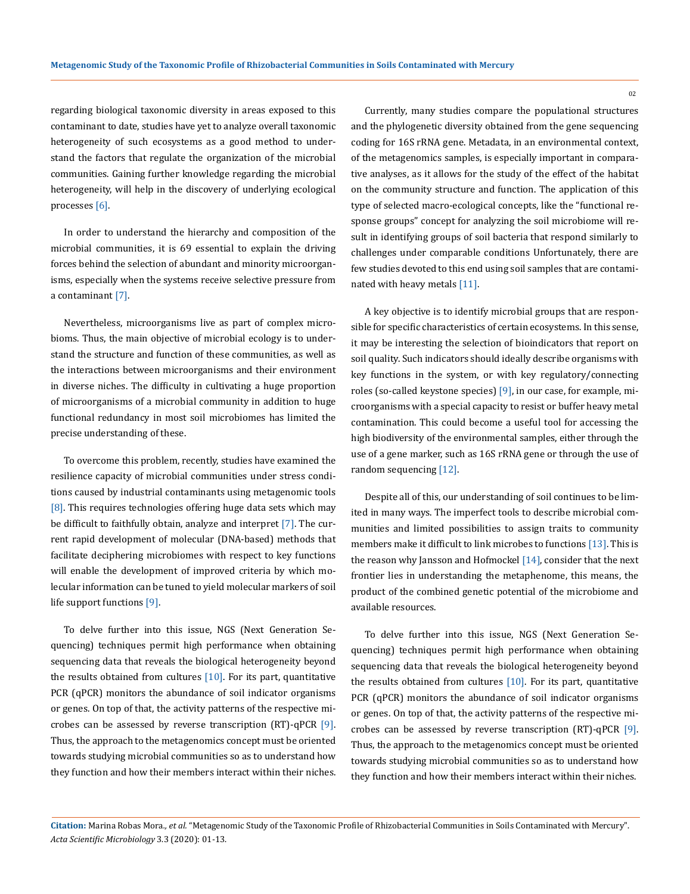regarding biological taxonomic diversity in areas exposed to this contaminant to date, studies have yet to analyze overall taxonomic heterogeneity of such ecosystems as a good method to understand the factors that regulate the organization of the microbial communities. Gaining further knowledge regarding the microbial heterogeneity, will help in the discovery of underlying ecological processes [6].

In order to understand the hierarchy and composition of the microbial communities, it is 69 essential to explain the driving forces behind the selection of abundant and minority microorganisms, especially when the systems receive selective pressure from a contaminant [7].

Nevertheless, microorganisms live as part of complex microbioms. Thus, the main objective of microbial ecology is to understand the structure and function of these communities, as well as the interactions between microorganisms and their environment in diverse niches. The difficulty in cultivating a huge proportion of microorganisms of a microbial community in addition to huge functional redundancy in most soil microbiomes has limited the precise understanding of these.

To overcome this problem, recently, studies have examined the resilience capacity of microbial communities under stress conditions caused by industrial contaminants using metagenomic tools [8]. This requires technologies offering huge data sets which may be difficult to faithfully obtain, analyze and interpret [7]. The current rapid development of molecular (DNA-based) methods that facilitate deciphering microbiomes with respect to key functions will enable the development of improved criteria by which molecular information can be tuned to yield molecular markers of soil life support functions [9].

To delve further into this issue, NGS (Next Generation Sequencing) techniques permit high performance when obtaining sequencing data that reveals the biological heterogeneity beyond the results obtained from cultures [10]. For its part, quantitative PCR (qPCR) monitors the abundance of soil indicator organisms or genes. On top of that, the activity patterns of the respective microbes can be assessed by reverse transcription (RT)-qPCR [9]. Thus, the approach to the metagenomics concept must be oriented towards studying microbial communities so as to understand how they function and how their members interact within their niches.

Currently, many studies compare the populational structures and the phylogenetic diversity obtained from the gene sequencing coding for 16S rRNA gene. Metadata, in an environmental context, of the metagenomics samples, is especially important in comparative analyses, as it allows for the study of the effect of the habitat on the community structure and function. The application of this type of selected macro-ecological concepts, like the "functional response groups" concept for analyzing the soil microbiome will result in identifying groups of soil bacteria that respond similarly to challenges under comparable conditions Unfortunately, there are few studies devoted to this end using soil samples that are contaminated with heavy metals [11].

A key objective is to identify microbial groups that are responsible for specific characteristics of certain ecosystems. In this sense, it may be interesting the selection of bioindicators that report on soil quality. Such indicators should ideally describe organisms with key functions in the system, or with key regulatory/connecting roles (so-called keystone species) [9], in our case, for example, microorganisms with a special capacity to resist or buffer heavy metal contamination. This could become a useful tool for accessing the high biodiversity of the environmental samples, either through the use of a gene marker, such as 16S rRNA gene or through the use of random sequencing [12].

Despite all of this, our understanding of soil continues to be limited in many ways. The imperfect tools to describe microbial communities and limited possibilities to assign traits to community members make it difficult to link microbes to functions [13]. This is the reason why Jansson and Hofmockel [14], consider that the next frontier lies in understanding the metaphenome, this means, the product of the combined genetic potential of the microbiome and available resources.

To delve further into this issue, NGS (Next Generation Sequencing) techniques permit high performance when obtaining sequencing data that reveals the biological heterogeneity beyond the results obtained from cultures [10]. For its part, quantitative PCR (qPCR) monitors the abundance of soil indicator organisms or genes. On top of that, the activity patterns of the respective microbes can be assessed by reverse transcription (RT)-qPCR [9]. Thus, the approach to the metagenomics concept must be oriented towards studying microbial communities so as to understand how they function and how their members interact within their niches.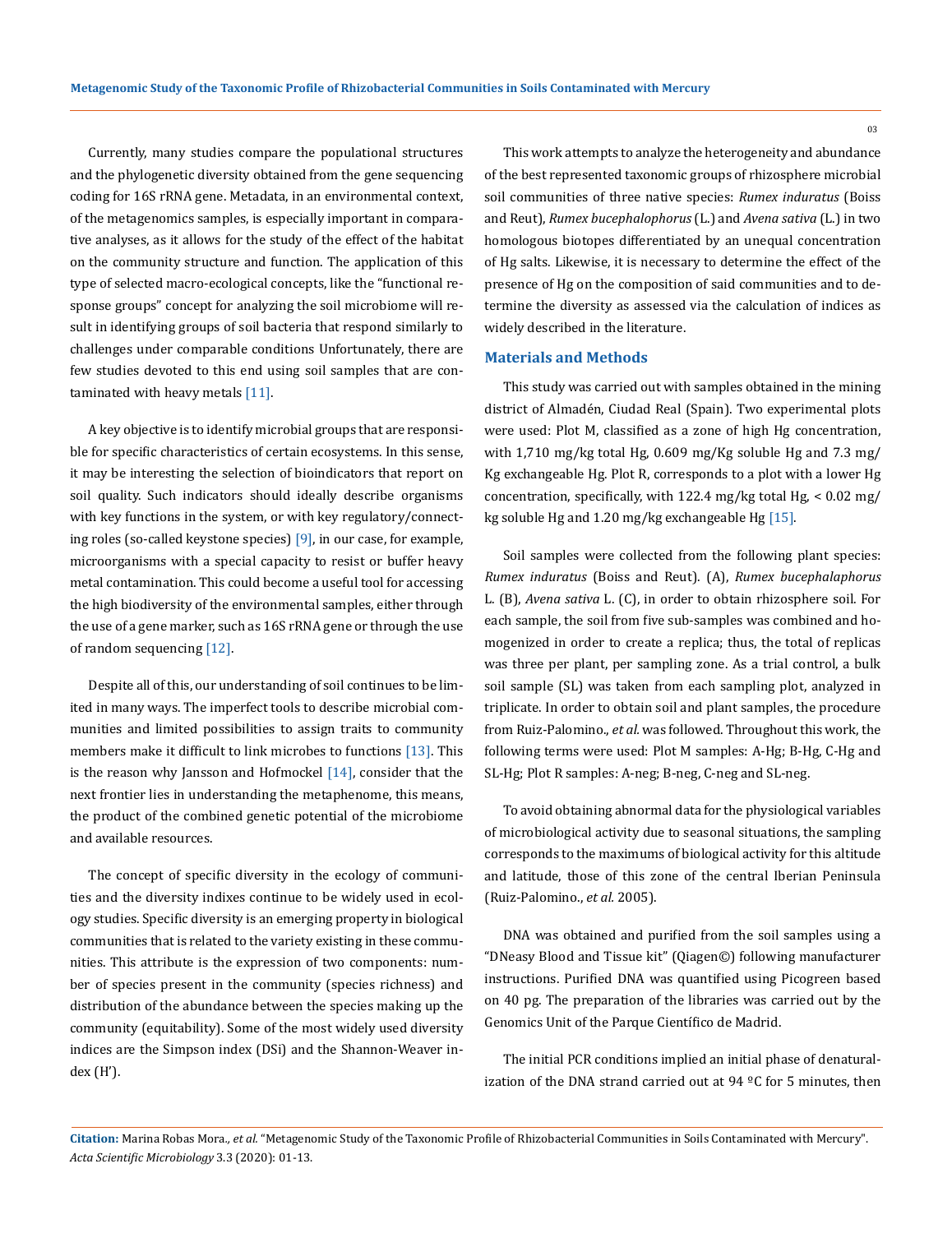Currently, many studies compare the populational structures and the phylogenetic diversity obtained from the gene sequencing coding for 16S rRNA gene. Metadata, in an environmental context, of the metagenomics samples, is especially important in comparative analyses, as it allows for the study of the effect of the habitat on the community structure and function. The application of this type of selected macro-ecological concepts, like the "functional response groups" concept for analyzing the soil microbiome will result in identifying groups of soil bacteria that respond similarly to challenges under comparable conditions Unfortunately, there are few studies devoted to this end using soil samples that are contaminated with heavy metals [11].

A key objective is to identify microbial groups that are responsible for specific characteristics of certain ecosystems. In this sense, it may be interesting the selection of bioindicators that report on soil quality. Such indicators should ideally describe organisms with key functions in the system, or with key regulatory/connecting roles (so-called keystone species) [9], in our case, for example, microorganisms with a special capacity to resist or buffer heavy metal contamination. This could become a useful tool for accessing the high biodiversity of the environmental samples, either through the use of a gene marker, such as 16S rRNA gene or through the use of random sequencing [12].

Despite all of this, our understanding of soil continues to be limited in many ways. The imperfect tools to describe microbial communities and limited possibilities to assign traits to community members make it difficult to link microbes to functions [13]. This is the reason why Jansson and Hofmockel [14], consider that the next frontier lies in understanding the metaphenome, this means, the product of the combined genetic potential of the microbiome and available resources.

The concept of specific diversity in the ecology of communities and the diversity indixes continue to be widely used in ecology studies. Specific diversity is an emerging property in biological communities that is related to the variety existing in these communities. This attribute is the expression of two components: number of species present in the community (species richness) and distribution of the abundance between the species making up the community (equitability). Some of the most widely used diversity indices are the Simpson index (DSi) and the Shannon-Weaver index (H').

This work attempts to analyze the heterogeneity and abundance of the best represented taxonomic groups of rhizosphere microbial soil communities of three native species: *Rumex induratus* (Boiss and Reut), *Rumex bucephalophorus* (L.) and *Avena sativa* (L.) in two homologous biotopes differentiated by an unequal concentration of Hg salts. Likewise, it is necessary to determine the effect of the presence of Hg on the composition of said communities and to determine the diversity as assessed via the calculation of indices as widely described in the literature.

## Materials and Methods

This study was carried out with samples obtained in the mining district of Almadén, Ciudad Real (Spain). Two experimental plots were used: Plot M, classified as a zone of high Hg concentration, with 1,710 mg/kg total Hg, 0.609 mg/Kg soluble Hg and 7.3 mg/Kg exchangeable Hg. Plot R, corresponds to a plot with a lower Hg concentration, specifically, with 122.4 mg/kg total Hg, < 0.02 mg/kg soluble Hg and 1.20 mg/kg exchangeable Hg [15].

Soil samples were collected from the following plant species: *Rumex induratus* (Boiss and Reut). (A), *Rumex bucephalaphorus* L. (B), *Avena sativa* L. (C), in order to obtain rhizosphere soil. For each sample, the soil from five sub-samples was combined and homogenized in order to create a replica; thus, the total of replicas was three per plant, per sampling zone. As a trial control, a bulk soil sample (SL) was taken from each sampling plot, analyzed in triplicate. In order to obtain soil and plant samples, the procedure from Ruiz-Palomino., *et al.* was followed. Throughout this work, the following terms were used: Plot M samples: A-Hg; B-Hg, C-Hg and SL-Hg; Plot R samples: A-neg; B-neg, C-neg and SL-neg.

To avoid obtaining abnormal data for the physiological variables of microbiological activity due to seasonal situations, the sampling corresponds to the maximums of biological activity for this altitude and latitude, those of this zone of the central Iberian Peninsula (Ruiz-Palomino., *et al.* 2005).

DNA was obtained and purified from the soil samples using a "DNeasy Blood and Tissue kit" (Qiagen©) following manufacturer instructions. Purified DNA was quantified using Picogreen based on 40 pg. The preparation of the libraries was carried out by the Genomics Unit of the Parque Científico de Madrid.

The initial PCR conditions implied an initial phase of denaturalization of the DNA strand carried out at 94 ºC for 5 minutes, then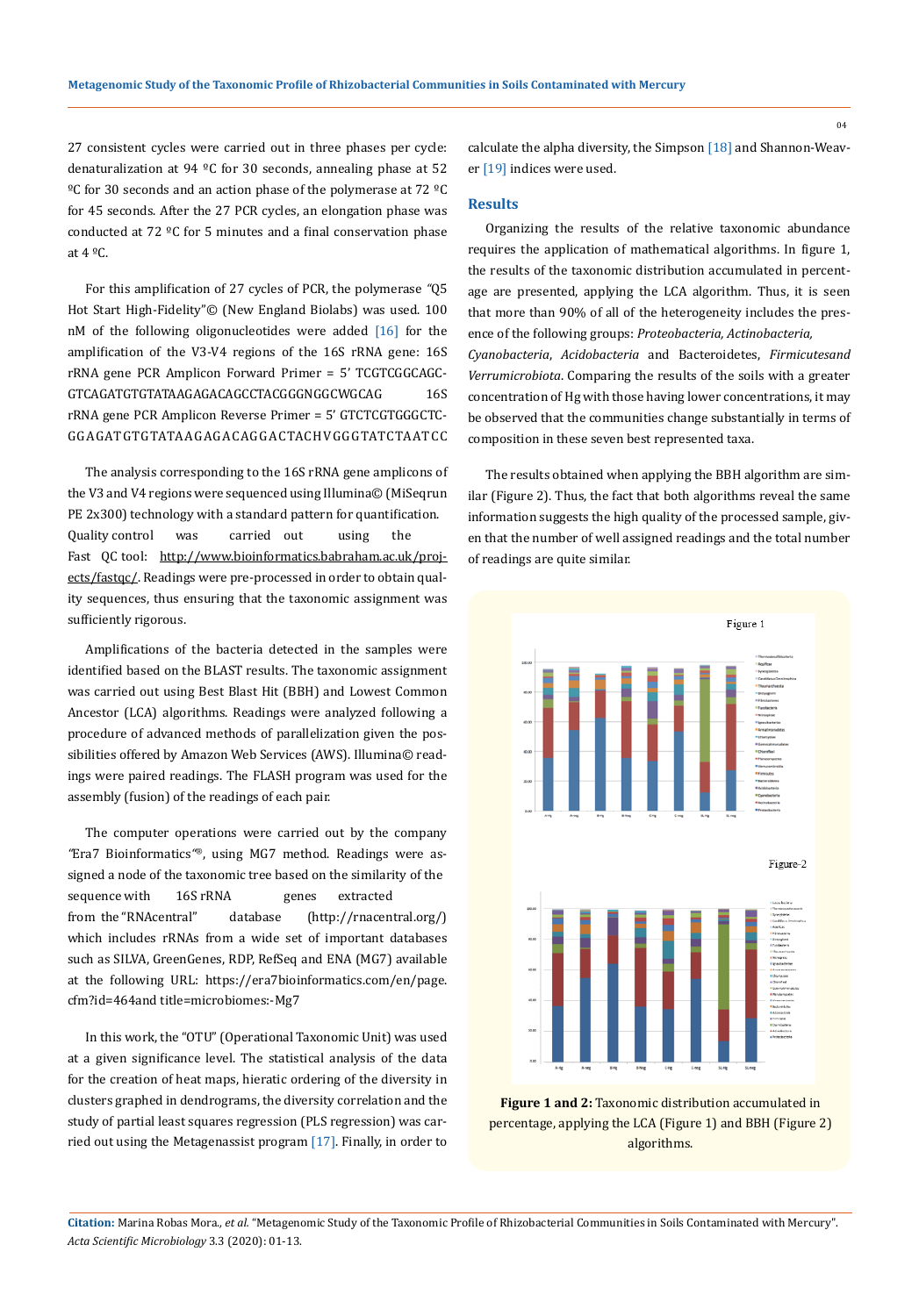27 consistent cycles were carried out in three phases per cycle: denaturalization at 94 ºC for 30 seconds, annealing phase at 52 ºC for 30 seconds and an action phase of the polymerase at 72 ºC for 45 seconds. After the 27 PCR cycles, an elongation phase was conducted at 72 ºC for 5 minutes and a final conservation phase at 4 ºC.

For this amplification of 27 cycles of PCR, the polymerase "Q5 Hot Start High-Fidelity"© (New England Biolabs) was used. 100 nM of the following oligonucleotides were added [16] for the amplification of the V3-V4 regions of the 16S rRNA gene: 16S rRNA gene PCR Amplicon Forward Primer = 5' TCGTCGGCAGCGTCAGATGTGTATAAGAGACAGCCTACGGGNGGCWGCAG 16S rRNA gene PCR Amplicon Reverse Primer = 5' GTCTCGTGGGCTCGGAGATGTGTATAAGAGACAGGACTACHVGGGTATCTAATCC

The analysis corresponding to the 16S rRNA gene amplicons of the V3 and V4 regions were sequenced using Illumina© (MiSeqrun PE 2x300) technology with a standard pattern for quantification. Quality control was carried out using the Fast QC tool: http://www.bioinformatics.babraham.ac.uk/projects/fastqc/. Readings were pre-processed in order to obtain quality sequences, thus ensuring that the taxonomic assignment was sufficiently rigorous.

Amplifications of the bacteria detected in the samples were identified based on the BLAST results. The taxonomic assignment was carried out using Best Blast Hit (BBH) and Lowest Common Ancestor (LCA) algorithms. Readings were analyzed following a procedure of advanced methods of parallelization given the possibilities offered by Amazon Web Services (AWS). Illumina© readings were paired readings. The FLASH program was used for the assembly (fusion) of the readings of each pair.

The computer operations were carried out by the company "Era7 Bioinformatics"®, using MG7 method. Readings were assigned a node of the taxonomic tree based on the similarity of the sequence with 16S rRNA genes extracted from the "RNAcentral" database (http://rnacentral.org/) which includes rRNAs from a wide set of important databases such as SILVA, GreenGenes, RDP, RefSeq and ENA (MG7) available at the following URL: https://era7bioinformatics.com/en/page.cfm?id=464and title=microbiomes:-Mg7

In this work, the "OTU" (Operational Taxonomic Unit) was used at a given significance level. The statistical analysis of the data for the creation of heat maps, hieratic ordering of the diversity in clusters graphed in dendrograms, the diversity correlation and the study of partial least squares regression (PLS regression) was carried out using the Metagenassist program [17]. Finally, in order to calculate the alpha diversity, the Simpson [18] and Shannon-Weaver [19] indices were used.

## Results

Organizing the results of the relative taxonomic abundance requires the application of mathematical algorithms. In figure 1, the results of the taxonomic distribution accumulated in percentage are presented, applying the LCA algorithm. Thus, it is seen that more than 90% of all of the heterogeneity includes the presence of the following groups: *Proteobacteria, Actinobacteria, Cyanobacteria*, *Acidobacteria* and Bacteroidetes, *Firmicutesand Verrumicrobiota*. Comparing the results of the soils with a greater concentration of Hg with those having lower concentrations, it may be observed that the communities change substantially in terms of composition in these seven best represented taxa.

The results obtained when applying the BBH algorithm are similar (Figure 2). Thus, the fact that both algorithms reveal the same information suggests the high quality of the processed sample, given that the number of well assigned readings and the total number of readings are quite similar.

**Figure 1 and 2:** Taxonomic distribution accumulated in percentage, applying the LCA (Figure 1) and BBH (Figure 2) algorithms.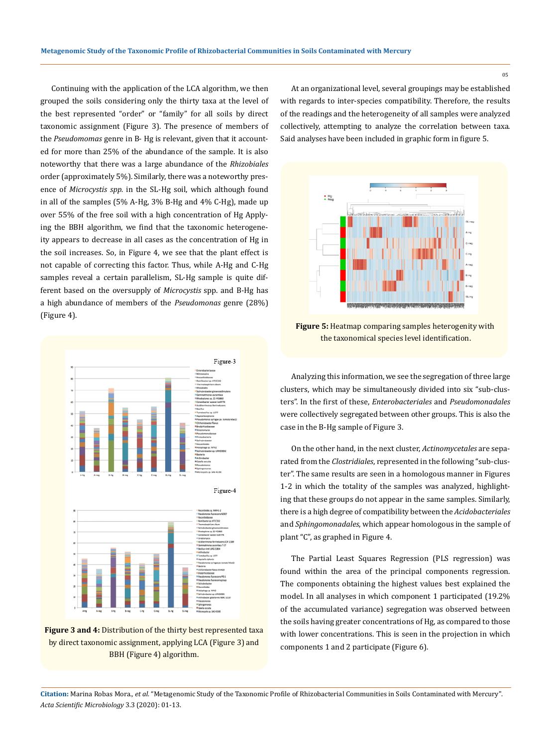Continuing with the application of the LCA algorithm, we then grouped the soils considering only the thirty taxa at the level of the best represented "order" or "family" for all soils by direct taxonomic assignment (Figure 3). The presence of members of the *Pseudomomas* genre in B- Hg is relevant, given that it accounted for more than 25% of the abundance of the sample. It is also noteworthy that there was a large abundance of the *Rhizobiales* order (approximately 5%). Similarly, there was a noteworthy presence of *Microcystis spp.* in the SL-Hg soil, which although found in all of the samples (5% A-Hg, 3% B-Hg and 4% C-Hg), made up over 55% of the free soil with a high concentration of Hg Applying the BBH algorithm, we find that the taxonomic heterogeneity appears to decrease in all cases as the concentration of Hg in the soil increases. So, in Figure 4, we see that the plant effect is not capable of correcting this factor. Thus, while A-Hg and C-Hg samples reveal a certain parallelism, SL-Hg sample is quite different based on the oversupply of *Microcystis* spp. and B-Hg has a high abundance of members of the *Pseudomonas* genre (28%) (Figure 4).

**Figure 3 and 4:** Distribution of the thirty best represented taxa by direct taxonomic assignment, applying LCA (Figure 3) and BBH (Figure 4) algorithm.

At an organizational level, several groupings may be established with regards to inter-species compatibility. Therefore, the results of the readings and the heterogeneity of all samples were analyzed collectively, attempting to analyze the correlation between taxa. Said analyses have been included in graphic form in figure 5.

**Figure 5:** Heatmap comparing samples heterogenity with the taxonomical species level identification.

Analyzing this information, we see the segregation of three large clusters, which may be simultaneously divided into six "sub-clusters". In the first of these, *Enterobacteriales* and *Pseudomonadales* were collectively segregated between other groups. This is also the case in the B-Hg sample of Figure 3.

On the other hand, in the next cluster, *Actinomycetales* are separated from the *Clostridiales*, represented in the following "sub-cluster". The same results are seen in a homologous manner in Figures 1-2 in which the totality of the samples was analyzed, highlighting that these groups do not appear in the same samples. Similarly, there is a high degree of compatibility between the *Acidobacteriales* and *Sphingomonadales*, which appear homologous in the sample of plant "C", as graphed in Figure 4.

The Partial Least Squares Regression (PLS regression) was found within the area of the principal components regression. The components obtaining the highest values best explained the model. In all analyses in which component 1 participated (19.2% of the accumulated variance) segregation was observed between the soils having greater concentrations of Hg, as compared to those with lower concentrations. This is seen in the projection in which components 1 and 2 participate (Figure 6).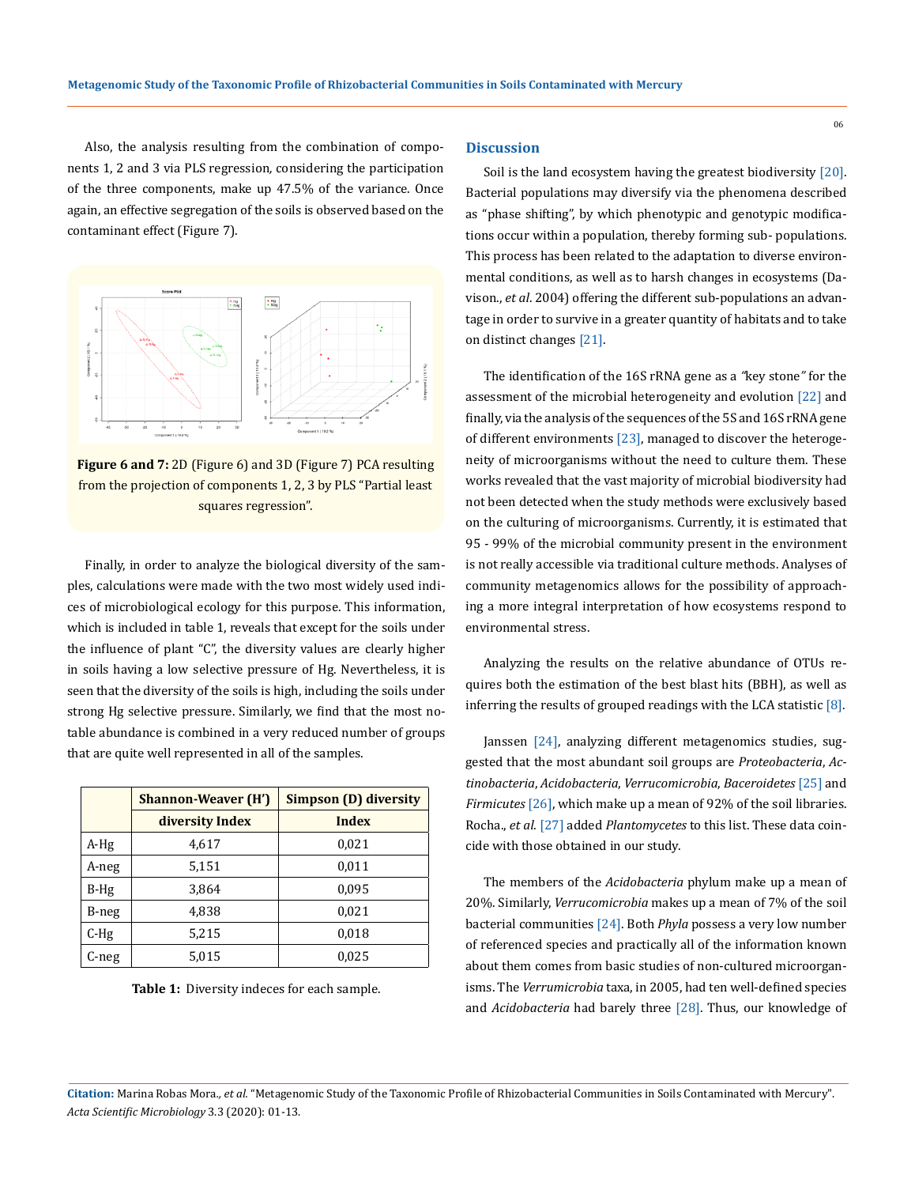Also, the analysis resulting from the combination of components 1, 2 and 3 via PLS regression, considering the participation of the three components, make up 47.5% of the variance. Once again, an effective segregation of the soils is observed based on the contaminant effect (Figure 7).

**Figure 6 and 7:** 2D (Figure 6) and 3D (Figure 7) PCA resulting from the projection of components 1, 2, 3 by PLS "Partial least squares regression".

Finally, in order to analyze the biological diversity of the samples, calculations were made with the two most widely used indices of microbiological ecology for this purpose. This information, which is included in table 1, reveals that except for the soils under the influence of plant "C", the diversity values are clearly higher in soils having a low selective pressure of Hg. Nevertheless, it is seen that the diversity of the soils is high, including the soils under strong Hg selective pressure. Similarly, we find that the most notable abundance is combined in a very reduced number of groups that are quite well represented in all of the samples.

| | Shannon-Weaver (H') diversity Index | Simpson (D) diversity Index |
|---|---|---|
| A-Hg | 4,617 | 0,021 |
| A-neg | 5,151 | 0,011 |
| B-Hg | 3,864 | 0,095 |
| B-neg | 4,838 | 0,021 |
| C-Hg | 5,215 | 0,018 |
| C-neg | 5,015 | 0,025 |

**Table 1:** Diversity indeces for each sample.

## Discussion

Soil is the land ecosystem having the greatest biodiversity [20]. Bacterial populations may diversify via the phenomena described as "phase shifting", by which phenotypic and genotypic modifications occur within a population, thereby forming sub- populations. This process has been related to the adaptation to diverse environmental conditions, as well as to harsh changes in ecosystems (Davison., *et al*. 2004) offering the different sub-populations an advantage in order to survive in a greater quantity of habitats and to take on distinct changes [21].

The identification of the 16S rRNA gene as a "key stone" for the assessment of the microbial heterogeneity and evolution [22] and finally, via the analysis of the sequences of the 5S and 16S rRNA gene of different environments [23], managed to discover the heterogeneity of microorganisms without the need to culture them. These works revealed that the vast majority of microbial biodiversity had not been detected when the study methods were exclusively based on the culturing of microorganisms. Currently, it is estimated that 95 - 99% of the microbial community present in the environment is not really accessible via traditional culture methods. Analyses of community metagenomics allows for the possibility of approaching a more integral interpretation of how ecosystems respond to environmental stress.

Analyzing the results on the relative abundance of OTUs requires both the estimation of the best blast hits (BBH), as well as inferring the results of grouped readings with the LCA statistic [8].

Janssen [24], analyzing different metagenomics studies, suggested that the most abundant soil groups are *Proteobacteria*, *Actinobacteria*, *Acidobacteria*, *Verrucomicrobia*, *Baceroidetes* [25] and *Firmicutes* [26], which make up a mean of 92% of the soil libraries. Rocha., *et al*. [27] added *Plantomycetes* to this list. These data coincide with those obtained in our study.

The members of the *Acidobacteria* phylum make up a mean of 20%. Similarly, *Verrucomicrobia* makes up a mean of 7% of the soil bacterial communities [24]. Both *Phyla* possess a very low number of referenced species and practically all of the information known about them comes from basic studies of non-cultured microorganisms. The *Verrumicrobia* taxa, in 2005, had ten well-defined species and *Acidobacteria* had barely three [28]. Thus, our knowledge of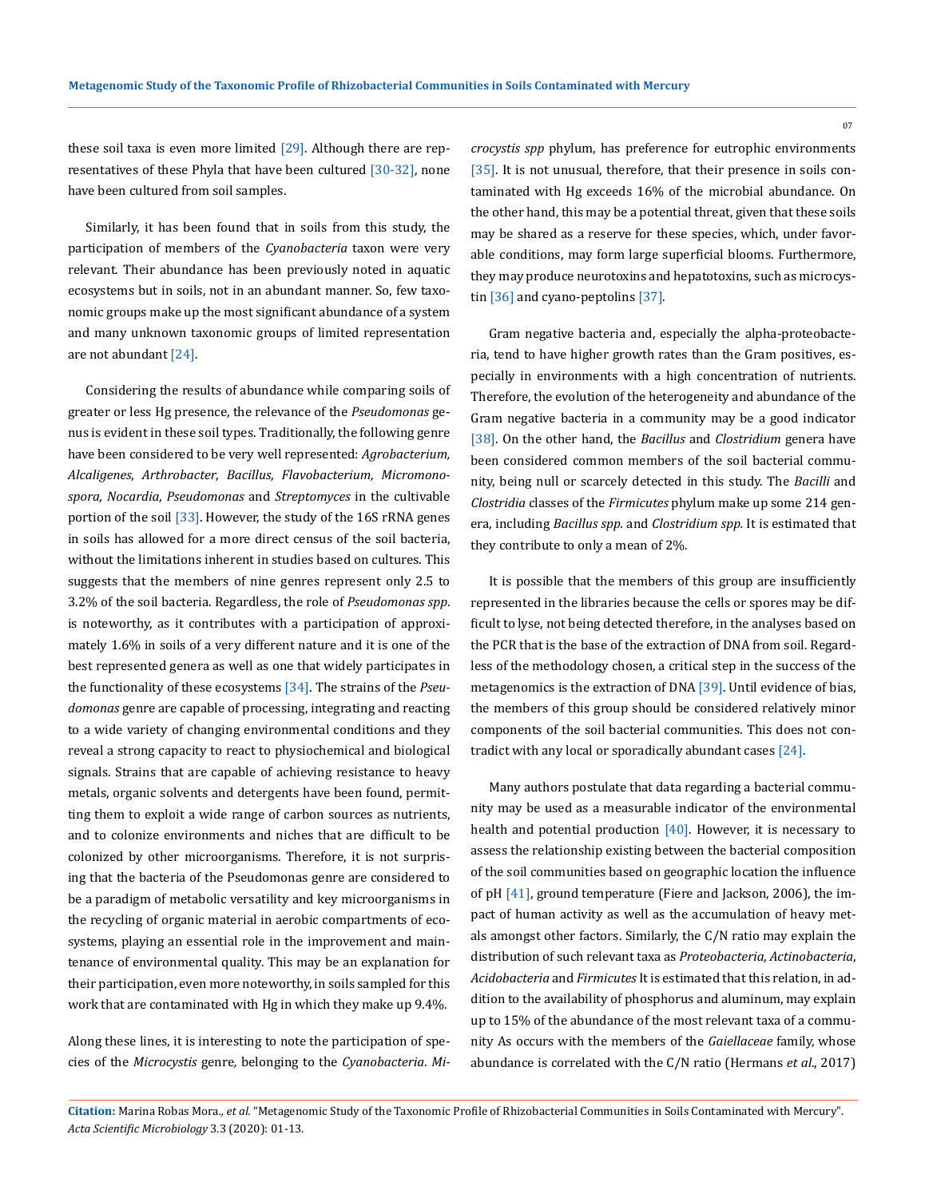these soil taxa is even more limited [29]. Although there are representatives of these Phyla that have been cultured [30-32], none have been cultured from soil samples.

Similarly, it has been found that in soils from this study, the participation of members of the *Cyanobacteria* taxon were very relevant. Their abundance has been previously noted in aquatic ecosystems but in soils, not in an abundant manner. So, few taxonomic groups make up the most significant abundance of a system and many unknown taxonomic groups of limited representation are not abundant [24].

Considering the results of abundance while comparing soils of greater or less Hg presence, the relevance of the *Pseudomonas* genus is evident in these soil types. Traditionally, the following genre have been considered to be very well represented: *Agrobacterium, Alcaligenes*, *Arthrobacter*, *Bacillus*, *Flavobacterium, Micromonospora, Nocardia*, *Pseudomonas* and *Streptomyces* in the cultivable portion of the soil [33]. However, the study of the 16S rRNA genes in soils has allowed for a more direct census of the soil bacteria, without the limitations inherent in studies based on cultures. This suggests that the members of nine genres represent only 2.5 to 3.2% of the soil bacteria. Regardless, the role of *Pseudomonas spp*. is noteworthy, as it contributes with a participation of approximately 1.6% in soils of a very different nature and it is one of the best represented genera as well as one that widely participates in the functionality of these ecosystems [34]. The strains of the *Pseudomonas* genre are capable of processing, integrating and reacting to a wide variety of changing environmental conditions and they reveal a strong capacity to react to physiochemical and biological signals. Strains that are capable of achieving resistance to heavy metals, organic solvents and detergents have been found, permitting them to exploit a wide range of carbon sources as nutrients, and to colonize environments and niches that are difficult to be colonized by other microorganisms. Therefore, it is not surprising that the bacteria of the Pseudomonas genre are considered to be a paradigm of metabolic versatility and key microorganisms in the recycling of organic material in aerobic compartments of ecosystems, playing an essential role in the improvement and maintenance of environmental quality. This may be an explanation for their participation, even more noteworthy, in soils sampled for this work that are contaminated with Hg in which they make up 9.4%.

Along these lines, it is interesting to note the participation of species of the *Microcystis* genre, belonging to the *Cyanobacteria*. *Microcystis spp* phylum, has preference for eutrophic environments [35]. It is not unusual, therefore, that their presence in soils contaminated with Hg exceeds 16% of the microbial abundance. On the other hand, this may be a potential threat, given that these soils may be shared as a reserve for these species, which, under favorable conditions, may form large superficial blooms. Furthermore, they may produce neurotoxins and hepatotoxins, such as microcystin [36] and cyano-peptolins [37].

Gram negative bacteria and, especially the alpha-proteobacteria, tend to have higher growth rates than the Gram positives, especially in environments with a high concentration of nutrients. Therefore, the evolution of the heterogeneity and abundance of the Gram negative bacteria in a community may be a good indicator [38]. On the other hand, the *Bacillus* and *Clostridium* genera have been considered common members of the soil bacterial community, being null or scarcely detected in this study. The *Bacilli* and *Clostridia* classes of the *Firmicutes* phylum make up some 214 genera, including *Bacillus spp.* and *Clostridium spp.* It is estimated that they contribute to only a mean of 2%.

It is possible that the members of this group are insufficiently represented in the libraries because the cells or spores may be difficult to lyse, not being detected therefore, in the analyses based on the PCR that is the base of the extraction of DNA from soil. Regardless of the methodology chosen, a critical step in the success of the metagenomics is the extraction of DNA [39]. Until evidence of bias, the members of this group should be considered relatively minor components of the soil bacterial communities. This does not contradict with any local or sporadically abundant cases [24].

Many authors postulate that data regarding a bacterial community may be used as a measurable indicator of the environmental health and potential production [40]. However, it is necessary to assess the relationship existing between the bacterial composition of the soil communities based on geographic location the influence of pH [41], ground temperature (Fiere and Jackson, 2006), the impact of human activity as well as the accumulation of heavy metals amongst other factors. Similarly, the C/N ratio may explain the distribution of such relevant taxa as *Proteobacteria*, *Actinobacteria*, *Acidobacteria* and *Firmicutes* It is estimated that this relation, in addition to the availability of phosphorus and aluminum, may explain up to 15% of the abundance of the most relevant taxa of a community As occurs with the members of the *Gaiellaceae* family, whose abundance is correlated with the C/N ratio (Hermans *et al*., 2017)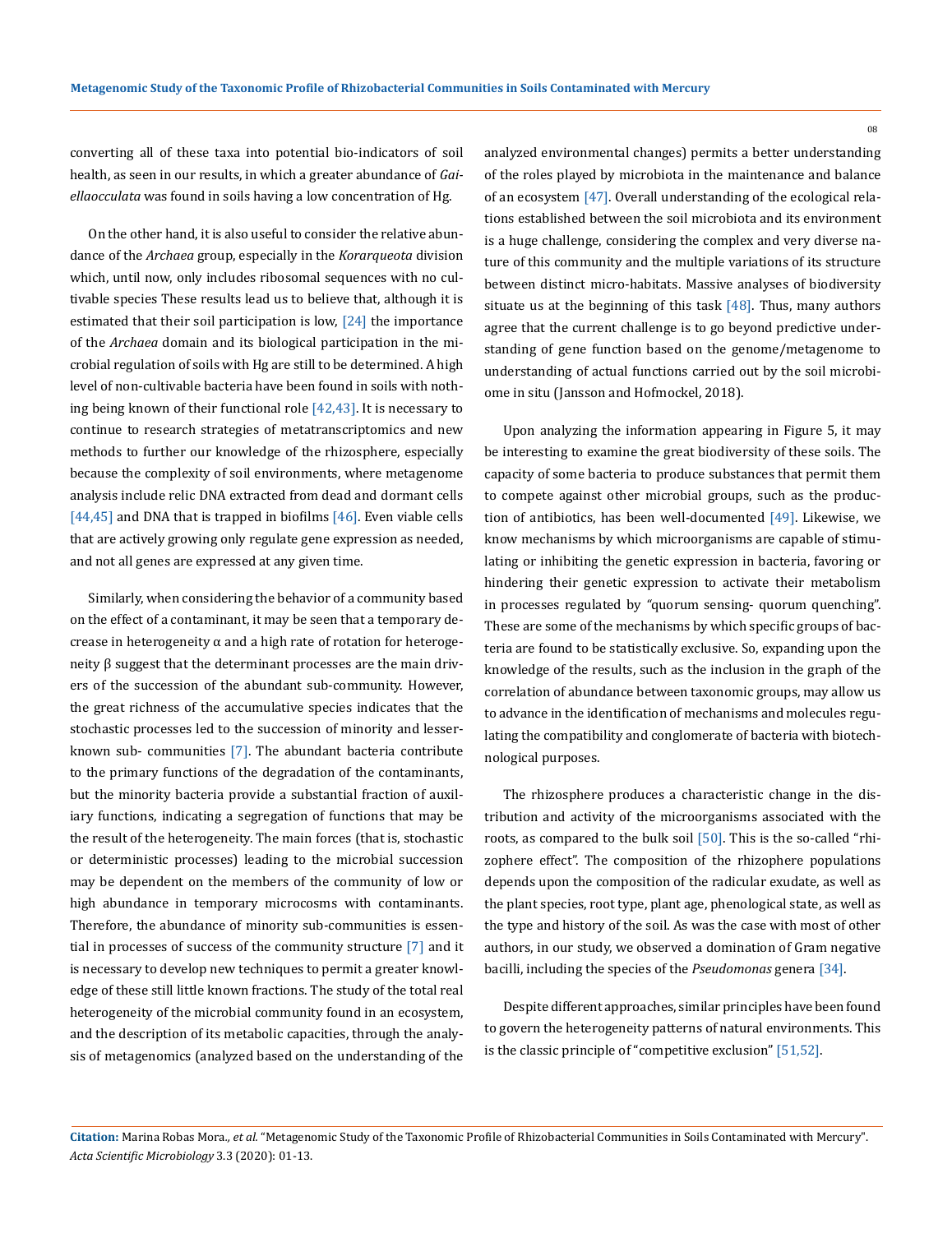converting all of these taxa into potential bio-indicators of soil health, as seen in our results, in which a greater abundance of *Gaiellaocculata* was found in soils having a low concentration of Hg.

On the other hand, it is also useful to consider the relative abundance of the *Archaea* group, especially in the *Korarqueota* division which, until now, only includes ribosomal sequences with no cultivable species These results lead us to believe that, although it is estimated that their soil participation is low, [24] the importance of the *Archaea* domain and its biological participation in the microbial regulation of soils with Hg are still to be determined. A high level of non-cultivable bacteria have been found in soils with nothing being known of their functional role [42,43]. It is necessary to continue to research strategies of metatranscriptomics and new methods to further our knowledge of the rhizosphere, especially because the complexity of soil environments, where metagenome analysis include relic DNA extracted from dead and dormant cells [44,45] and DNA that is trapped in biofilms [46]. Even viable cells that are actively growing only regulate gene expression as needed, and not all genes are expressed at any given time.

Similarly, when considering the behavior of a community based on the effect of a contaminant, it may be seen that a temporary decrease in heterogeneity α and a high rate of rotation for heterogeneity β suggest that the determinant processes are the main drivers of the succession of the abundant sub-community. However, the great richness of the accumulative species indicates that the stochastic processes led to the succession of minority and lesser-known sub- communities [7]. The abundant bacteria contribute to the primary functions of the degradation of the contaminants, but the minority bacteria provide a substantial fraction of auxiliary functions, indicating a segregation of functions that may be the result of the heterogeneity. The main forces (that is, stochastic or deterministic processes) leading to the microbial succession may be dependent on the members of the community of low or high abundance in temporary microcosms with contaminants. Therefore, the abundance of minority sub-communities is essential in processes of success of the community structure [7] and it is necessary to develop new techniques to permit a greater knowledge of these still little known fractions. The study of the total real heterogeneity of the microbial community found in an ecosystem, and the description of its metabolic capacities, through the analysis of metagenomics (analyzed based on the understanding of the analyzed environmental changes) permits a better understanding of the roles played by microbiota in the maintenance and balance of an ecosystem [47]. Overall understanding of the ecological relations established between the soil microbiota and its environment is a huge challenge, considering the complex and very diverse nature of this community and the multiple variations of its structure between distinct micro-habitats. Massive analyses of biodiversity situate us at the beginning of this task [48]. Thus, many authors agree that the current challenge is to go beyond predictive understanding of gene function based on the genome/metagenome to understanding of actual functions carried out by the soil microbiome in situ (Jansson and Hofmockel, 2018).

Upon analyzing the information appearing in Figure 5, it may be interesting to examine the great biodiversity of these soils. The capacity of some bacteria to produce substances that permit them to compete against other microbial groups, such as the production of antibiotics, has been well-documented [49]. Likewise, we know mechanisms by which microorganisms are capable of stimulating or inhibiting the genetic expression in bacteria, favoring or hindering their genetic expression to activate their metabolism in processes regulated by "quorum sensing- quorum quenching". These are some of the mechanisms by which specific groups of bacteria are found to be statistically exclusive. So, expanding upon the knowledge of the results, such as the inclusion in the graph of the correlation of abundance between taxonomic groups, may allow us to advance in the identification of mechanisms and molecules regulating the compatibility and conglomerate of bacteria with biotechnological purposes.

The rhizosphere produces a characteristic change in the distribution and activity of the microorganisms associated with the roots, as compared to the bulk soil [50]. This is the so-called "rhizophere effect". The composition of the rhizophere populations depends upon the composition of the radicular exudate, as well as the plant species, root type, plant age, phenological state, as well as the type and history of the soil. As was the case with most of other authors, in our study, we observed a domination of Gram negative bacilli, including the species of the *Pseudomonas* genera [34].

Despite different approaches, similar principles have been found to govern the heterogeneity patterns of natural environments. This is the classic principle of "competitive exclusion" [51,52].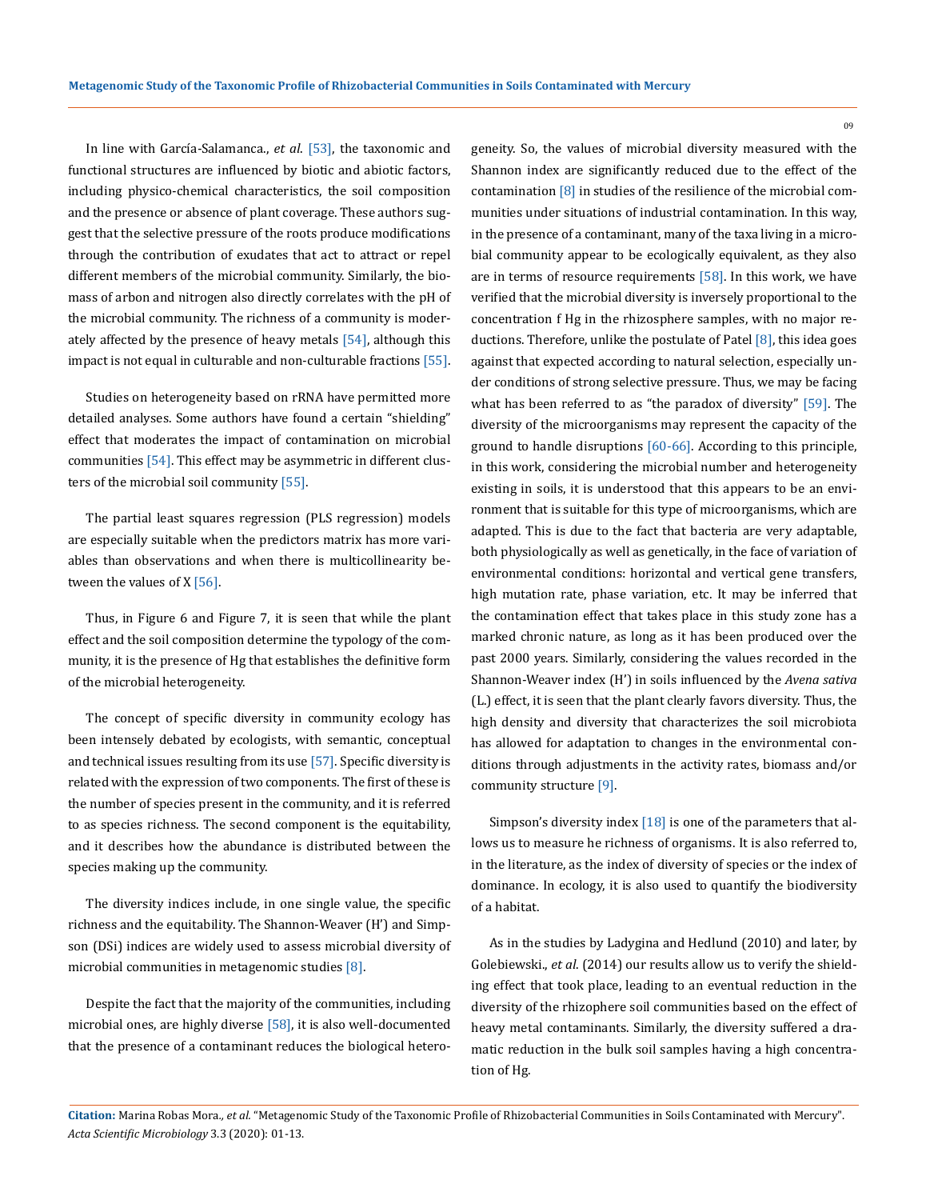In line with García-Salamanca., *et al*. [53], the taxonomic and functional structures are influenced by biotic and abiotic factors, including physico-chemical characteristics, the soil composition and the presence or absence of plant coverage. These authors suggest that the selective pressure of the roots produce modifications through the contribution of exudates that act to attract or repel different members of the microbial community. Similarly, the biomass of arbon and nitrogen also directly correlates with the pH of the microbial community. The richness of a community is moderately affected by the presence of heavy metals [54], although this impact is not equal in culturable and non-culturable fractions [55].

Studies on heterogeneity based on rRNA have permitted more detailed analyses. Some authors have found a certain "shielding" effect that moderates the impact of contamination on microbial communities [54]. This effect may be asymmetric in different clusters of the microbial soil community [55].

The partial least squares regression (PLS regression) models are especially suitable when the predictors matrix has more variables than observations and when there is multicollinearity between the values of X [56].

Thus, in Figure 6 and Figure 7, it is seen that while the plant effect and the soil composition determine the typology of the community, it is the presence of Hg that establishes the definitive form of the microbial heterogeneity.

The concept of specific diversity in community ecology has been intensely debated by ecologists, with semantic, conceptual and technical issues resulting from its use [57]. Specific diversity is related with the expression of two components. The first of these is the number of species present in the community, and it is referred to as species richness. The second component is the equitability, and it describes how the abundance is distributed between the species making up the community.

The diversity indices include, in one single value, the specific richness and the equitability. The Shannon-Weaver (H') and Simpson (DSi) indices are widely used to assess microbial diversity of microbial communities in metagenomic studies [8].

Despite the fact that the majority of the communities, including microbial ones, are highly diverse [58], it is also well-documented that the presence of a contaminant reduces the biological heterogeneity. So, the values of microbial diversity measured with the Shannon index are significantly reduced due to the effect of the contamination [8] in studies of the resilience of the microbial communities under situations of industrial contamination. In this way, in the presence of a contaminant, many of the taxa living in a microbial community appear to be ecologically equivalent, as they also are in terms of resource requirements [58]. In this work, we have verified that the microbial diversity is inversely proportional to the concentration f Hg in the rhizosphere samples, with no major reductions. Therefore, unlike the postulate of Patel [8], this idea goes against that expected according to natural selection, especially under conditions of strong selective pressure. Thus, we may be facing what has been referred to as "the paradox of diversity" [59]. The diversity of the microorganisms may represent the capacity of the ground to handle disruptions [60-66]. According to this principle, in this work, considering the microbial number and heterogeneity existing in soils, it is understood that this appears to be an environment that is suitable for this type of microorganisms, which are adapted. This is due to the fact that bacteria are very adaptable, both physiologically as well as genetically, in the face of variation of environmental conditions: horizontal and vertical gene transfers, high mutation rate, phase variation, etc. It may be inferred that the contamination effect that takes place in this study zone has a marked chronic nature, as long as it has been produced over the past 2000 years. Similarly, considering the values recorded in the Shannon-Weaver index (H') in soils influenced by the *Avena sativa* (L.) effect, it is seen that the plant clearly favors diversity. Thus, the high density and diversity that characterizes the soil microbiota has allowed for adaptation to changes in the environmental conditions through adjustments in the activity rates, biomass and/or community structure [9].

Simpson's diversity index [18] is one of the parameters that allows us to measure he richness of organisms. It is also referred to, in the literature, as the index of diversity of species or the index of dominance. In ecology, it is also used to quantify the biodiversity of a habitat.

As in the studies by Ladygina and Hedlund (2010) and later, by Golebiewski., *et al*. (2014) our results allow us to verify the shielding effect that took place, leading to an eventual reduction in the diversity of the rhizophere soil communities based on the effect of heavy metal contaminants. Similarly, the diversity suffered a dramatic reduction in the bulk soil samples having a high concentration of Hg.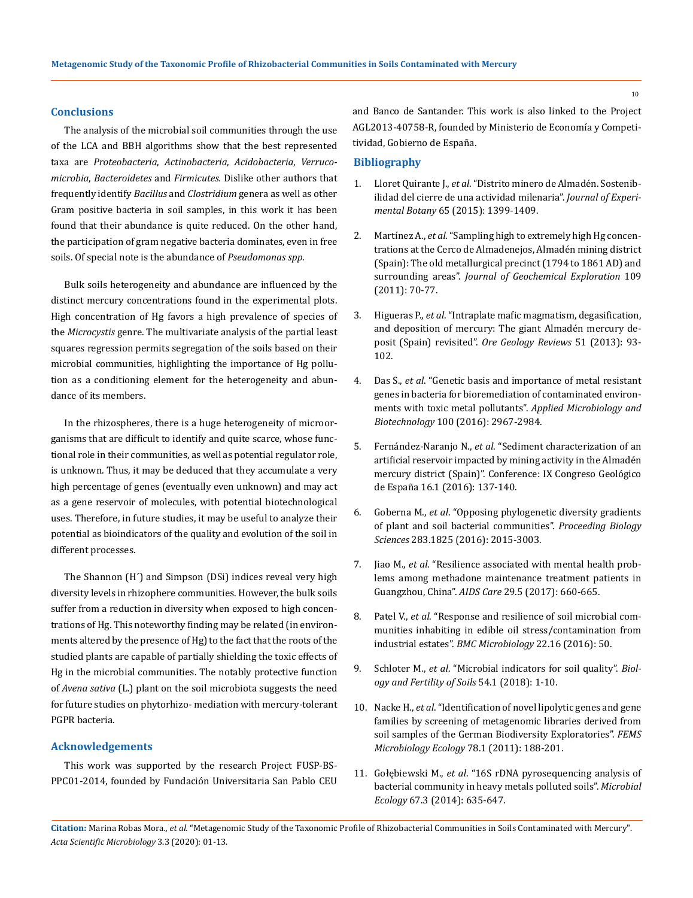## Conclusions

The analysis of the microbial soil communities through the use of the LCA and BBH algorithms show that the best represented taxa are *Proteobacteria*, *Actinobacteria*, *Acidobacteria*, *Verrucomicrobia*, *Bacteroidetes* and *Firmicutes.* Dislike other authors that frequently identify *Bacillus* and *Clostridium* genera as well as other Gram positive bacteria in soil samples, in this work it has been found that their abundance is quite reduced. On the other hand, the participation of gram negative bacteria dominates, even in free soils. Of special note is the abundance of *Pseudomonas spp.*

Bulk soils heterogeneity and abundance are influenced by the distinct mercury concentrations found in the experimental plots. High concentration of Hg favors a high prevalence of species of the *Microcystis* genre. The multivariate analysis of the partial least squares regression permits segregation of the soils based on their microbial communities, highlighting the importance of Hg pollution as a conditioning element for the heterogeneity and abundance of its members.

In the rhizospheres, there is a huge heterogeneity of microorganisms that are difficult to identify and quite scarce, whose functional role in their communities, as well as potential regulator role, is unknown. Thus, it may be deduced that they accumulate a very high percentage of genes (eventually even unknown) and may act as a gene reservoir of molecules, with potential biotechnological uses. Therefore, in future studies, it may be useful to analyze their potential as bioindicators of the quality and evolution of the soil in different processes.

The Shannon (H´) and Simpson (DSi) indices reveal very high diversity levels in rhizophere communities. However, the bulk soils suffer from a reduction in diversity when exposed to high concentrations of Hg. This noteworthy finding may be related (in environments altered by the presence of Hg) to the fact that the roots of the studied plants are capable of partially shielding the toxic effects of Hg in the microbial communities. The notably protective function of *Avena sativa* (L.) plant on the soil microbiota suggests the need for future studies on phytorhizo- mediation with mercury-tolerant PGPR bacteria.

## Acknowledgements

This work was supported by the research Project FUSP-BS-PPC01-2014, founded by Fundación Universitaria San Pablo CEU and Banco de Santander. This work is also linked to the Project AGL2013-40758-R, founded by Ministerio de Economía y Competitividad, Gobierno de España.

## Bibliography

1. Lloret Quirante J., *et al*. "Distrito minero de Almadén. Sostenibilidad del cierre de una actividad milenaria". *Journal of Experimental Botany* 65 (2015): 1399-1409.
2. Martínez A., *et al*. "Sampling high to extremely high Hg concentrations at the Cerco de Almadenejos, Almadén mining district (Spain): The old metallurgical precinct (1794 to 1861 AD) and surrounding areas". *Journal of Geochemical Exploration* 109 (2011): 70-77.
3. Higueras P., *et al*. "Intraplate mafic magmatism, degasification, and deposition of mercury: The giant Almadén mercury deposit (Spain) revisited". *Ore Geology Reviews* 51 (2013): 93-102.
4. Das S., *et al*. "Genetic basis and importance of metal resistant genes in bacteria for bioremediation of contaminated environments with toxic metal pollutants". *Applied Microbiology and Biotechnology* 100 (2016): 2967-2984.
5. Fernández-Naranjo N., *et al*. "Sediment characterization of an artificial reservoir impacted by mining activity in the Almadén mercury district (Spain)". Conference: IX Congreso Geológico de España 16.1 (2016): 137-140.
6. Goberna M., *et al*. "Opposing phylogenetic diversity gradients of plant and soil bacterial communities". *Proceeding Biology Sciences* 283.1825 (2016): 2015-3003.
7. Jiao M., *et al*. "Resilience associated with mental health problems among methadone maintenance treatment patients in Guangzhou, China". *AIDS Care* 29.5 (2017): 660-665.
8. Patel V., *et al*. "Response and resilience of soil microbial communities inhabiting in edible oil stress/contamination from industrial estates". *BMC Microbiology* 22.16 (2016): 50.
9. Schloter M., *et al*. "Microbial indicators for soil quality". *Biology and Fertility of Soils* 54.1 (2018): 1-10.
10. Nacke H., *et al*. "Identification of novel lipolytic genes and gene families by screening of metagenomic libraries derived from soil samples of the German Biodiversity Exploratories". *FEMS Microbiology Ecology* 78.1 (2011): 188-201.
11. Gołębiewski M., *et al*. "16S rDNA pyrosequencing analysis of bacterial community in heavy metals polluted soils". *Microbial Ecology* 67.3 (2014): 635-647.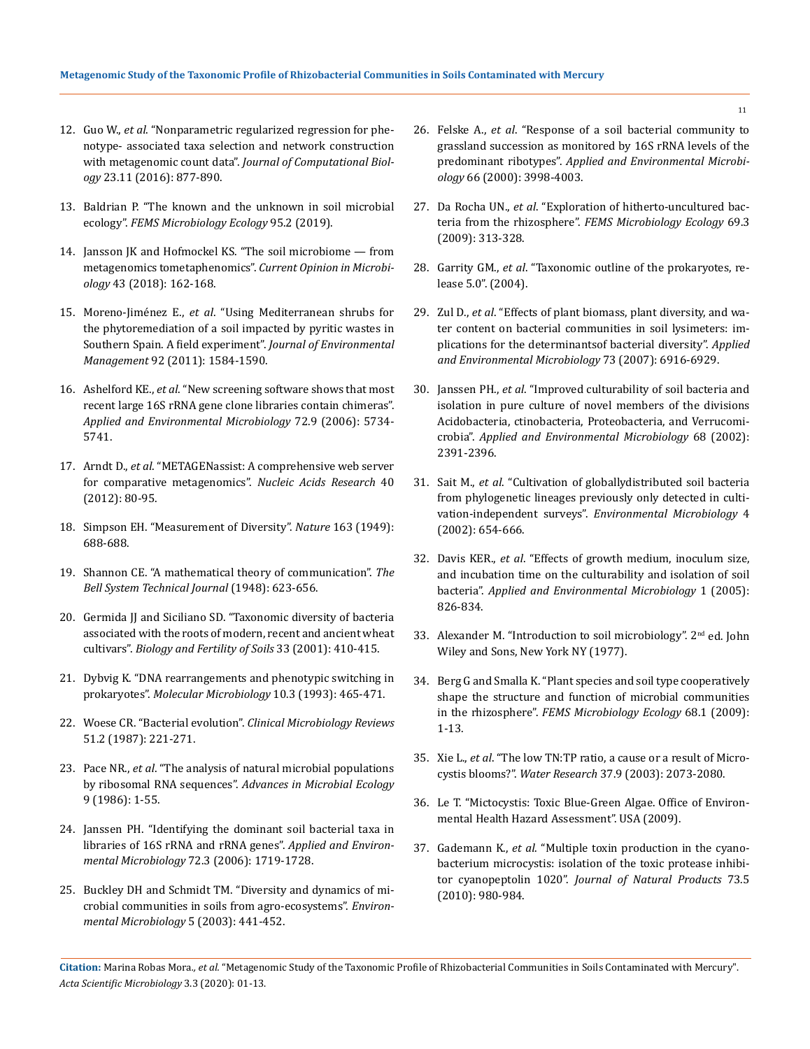12. Guo W., *et al*. "Nonparametric regularized regression for phenotype- associated taxa selection and network construction with metagenomic count data". *Journal of Computational Biology* 23.11 (2016): 877-890.

13. Baldrian P. "The known and the unknown in soil microbial ecology". *FEMS Microbiology Ecology* 95.2 (2019).

14. Jansson JK and Hofmockel KS. "The soil microbiome — from metagenomics tometaphenomics". *Current Opinion in Microbiology* 43 (2018): 162-168.

15. Moreno-Jiménez E., *et al*. "Using Mediterranean shrubs for the phytoremediation of a soil impacted by pyritic wastes in Southern Spain. A field experiment". *Journal of Environmental Management* 92 (2011): 1584-1590.

16. Ashelford KE., *et al*. "New screening software shows that most recent large 16S rRNA gene clone libraries contain chimeras". *Applied and Environmental Microbiology* 72.9 (2006): 5734-5741.

17. Arndt D., *et al*. "METAGENassist: A comprehensive web server for comparative metagenomics". *Nucleic Acids Research* 40 (2012): 80-95.

18. Simpson EH. "Measurement of Diversity". *Nature* 163 (1949): 688-688.

19. Shannon CE. "A mathematical theory of communication". *The Bell System Technical Journal* (1948): 623-656.

20. Germida JJ and Siciliano SD. "Taxonomic diversity of bacteria associated with the roots of modern, recent and ancient wheat cultivars". *Biology and Fertility of Soils* 33 (2001): 410-415.

21. Dybvig K. "DNA rearrangements and phenotypic switching in prokaryotes". *Molecular Microbiology* 10.3 (1993): 465-471.

22. Woese CR. "Bacterial evolution". *Clinical Microbiology Reviews* 51.2 (1987): 221-271.

23. Pace NR., *et al*. "The analysis of natural microbial populations by ribosomal RNA sequences". *Advances in Microbial Ecology* 9 (1986): 1-55.

24. Janssen PH. "Identifying the dominant soil bacterial taxa in libraries of 16S rRNA and rRNA genes". *Applied and Environmental Microbiology* 72.3 (2006): 1719-1728.

25. Buckley DH and Schmidt TM. "Diversity and dynamics of microbial communities in soils from agro-ecosystems". *Environmental Microbiology* 5 (2003): 441-452.

26. Felske A., *et al*. "Response of a soil bacterial community to grassland succession as monitored by 16S rRNA levels of the predominant ribotypes". *Applied and Environmental Microbiology* 66 (2000): 3998-4003.

27. Da Rocha UN., *et al*. "Exploration of hitherto-uncultured bacteria from the rhizosphere". *FEMS Microbiology Ecology* 69.3 (2009): 313-328.

28. Garrity GM., *et al*. "Taxonomic outline of the prokaryotes, release 5.0". (2004).

29. Zul D., *et al*. "Effects of plant biomass, plant diversity, and water content on bacterial communities in soil lysimeters: implications for the determinantsof bacterial diversity". *Applied and Environmental Microbiology* 73 (2007): 6916-6929.

30. Janssen PH., *et al*. "Improved culturability of soil bacteria and isolation in pure culture of novel members of the divisions Acidobacteria, ctinobacteria, Proteobacteria, and Verrucomicrobia". *Applied and Environmental Microbiology* 68 (2002): 2391-2396.

31. Sait M., *et al*. "Cultivation of globallydistributed soil bacteria from phylogenetic lineages previously only detected in cultivation-independent surveys". *Environmental Microbiology* 4 (2002): 654-666.

32. Davis KER., *et al*. "Effects of growth medium, inoculum size, and incubation time on the culturability and isolation of soil bacteria". *Applied and Environmental Microbiology* 1 (2005): 826-834.

33. Alexander M. "Introduction to soil microbiology". 2nd ed. John Wiley and Sons, New York NY (1977).

34. Berg G and Smalla K. "Plant species and soil type cooperatively shape the structure and function of microbial communities in the rhizosphere". *FEMS Microbiology Ecology* 68.1 (2009): 1-13.

35. Xie L., *et al*. "The low TN:TP ratio, a cause or a result of Microcystis blooms?". *Water Research* 37.9 (2003): 2073-2080.

36. Le T. "Mictocystis: Toxic Blue-Green Algae. Office of Environmental Health Hazard Assessment". USA (2009).

37. Gademann K., *et al*. "Multiple toxin production in the cyanobacterium microcystis: isolation of the toxic protease inhibitor cyanopeptolin 1020". *Journal of Natural Products* 73.5 (2010): 980-984.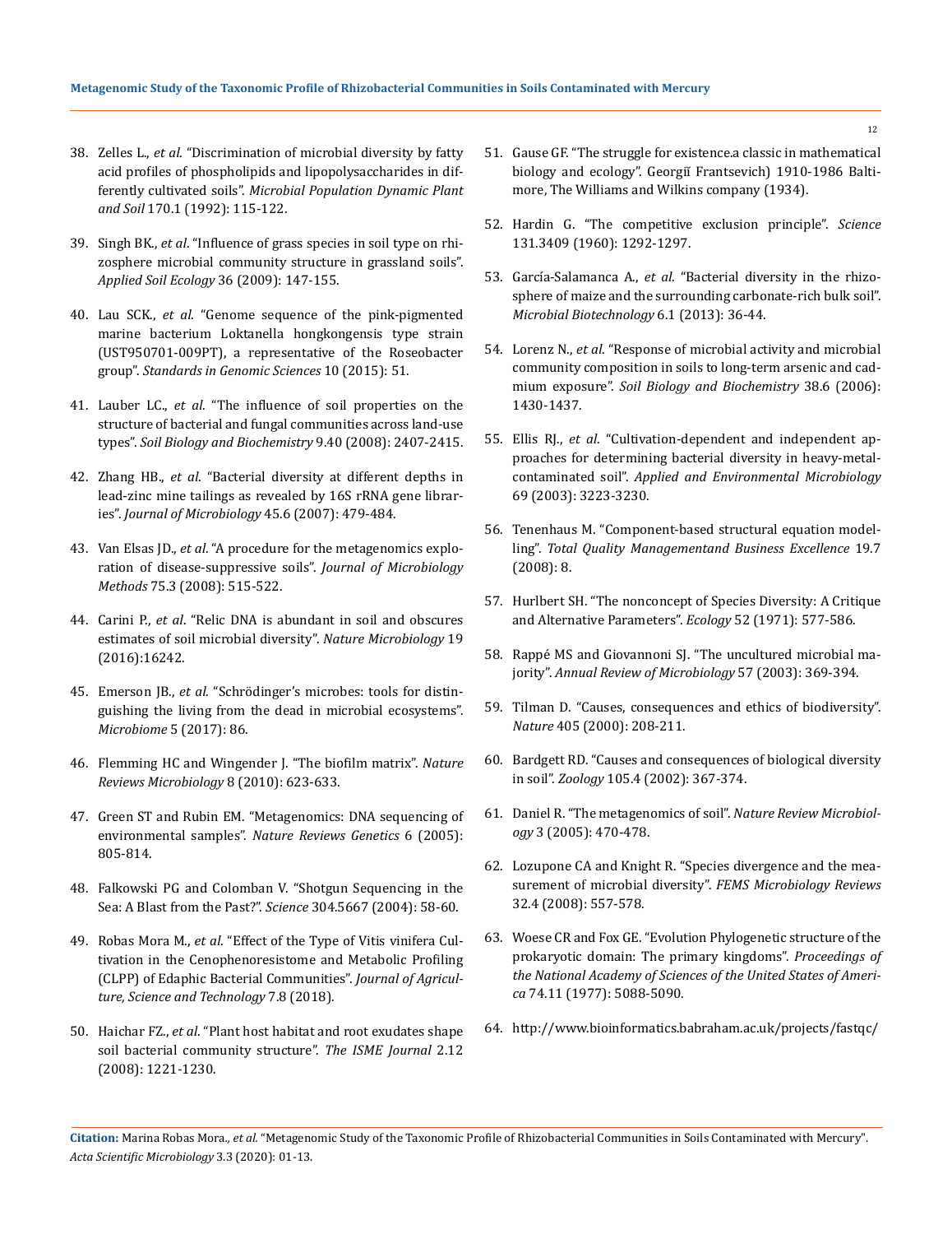38. Zelles L., *et al*. "Discrimination of microbial diversity by fatty acid profiles of phospholipids and lipopolysaccharides in differently cultivated soils". *Microbial Population Dynamic Plant and Soil* 170.1 (1992): 115-122.
39. Singh BK., *et al*. "Influence of grass species in soil type on rhizosphere microbial community structure in grassland soils". *Applied Soil Ecology* 36 (2009): 147-155.
40. Lau SCK., *et al*. "Genome sequence of the pink-pigmented marine bacterium Loktanella hongkongensis type strain (UST950701-009PT), a representative of the Roseobacter group". *Standards in Genomic Sciences* 10 (2015): 51.
41. Lauber LC., *et al*. "The influence of soil properties on the structure of bacterial and fungal communities across land-use types". *Soil Biology and Biochemistry* 9.40 (2008): 2407-2415.
42. Zhang HB., *et al*. "Bacterial diversity at different depths in lead-zinc mine tailings as revealed by 16S rRNA gene libraries". *Journal of Microbiology* 45.6 (2007): 479-484.
43. Van Elsas JD., *et al*. "A procedure for the metagenomics exploration of disease-suppressive soils". *Journal of Microbiology Methods* 75.3 (2008): 515-522.
44. Carini P., *et al*. "Relic DNA is abundant in soil and obscures estimates of soil microbial diversity". *Nature Microbiology* 19 (2016):16242.
45. Emerson JB., *et al*. "Schrödinger's microbes: tools for distinguishing the living from the dead in microbial ecosystems". *Microbiome* 5 (2017): 86.
46. Flemming HC and Wingender J. "The biofilm matrix". *Nature Reviews Microbiology* 8 (2010): 623-633.
47. Green ST and Rubin EM. "Metagenomics: DNA sequencing of environmental samples". *Nature Reviews Genetics* 6 (2005): 805-814.
48. Falkowski PG and Colomban V. "Shotgun Sequencing in the Sea: A Blast from the Past?". *Science* 304.5667 (2004): 58-60.
49. Robas Mora M., *et al*. "Effect of the Type of Vitis vinifera Cultivation in the Cenophenoresistome and Metabolic Profiling (CLPP) of Edaphic Bacterial Communities". *Journal of Agriculture, Science and Technology* 7.8 (2018).
50. Haichar FZ., *et al*. "Plant host habitat and root exudates shape soil bacterial community structure". *The ISME Journal* 2.12 (2008): 1221-1230.
51. Gause GF. "The struggle for existence.a classic in mathematical biology and ecology". Georgiĭ Frantsevich) 1910-1986 Baltimore, The Williams and Wilkins company (1934).
52. Hardin G. "The competitive exclusion principle". *Science* 131.3409 (1960): 1292-1297.
53. García-Salamanca A., *et al*. "Bacterial diversity in the rhizosphere of maize and the surrounding carbonate-rich bulk soil". *Microbial Biotechnology* 6.1 (2013): 36-44.
54. Lorenz N., *et al*. "Response of microbial activity and microbial community composition in soils to long-term arsenic and cadmium exposure". *Soil Biology and Biochemistry* 38.6 (2006): 1430-1437.
55. Ellis RJ., *et al*. "Cultivation-dependent and independent approaches for determining bacterial diversity in heavy-metal-contaminated soil". *Applied and Environmental Microbiology* 69 (2003): 3223-3230.
56. Tenenhaus M. "Component-based structural equation modelling". *Total Quality Managementand Business Excellence* 19.7 (2008): 8.
57. Hurlbert SH. "The nonconcept of Species Diversity: A Critique and Alternative Parameters". *Ecology* 52 (1971): 577-586.
58. Rappé MS and Giovannoni SJ. "The uncultured microbial majority". *Annual Review of Microbiology* 57 (2003): 369-394.
59. Tilman D. "Causes, consequences and ethics of biodiversity". *Nature* 405 (2000): 208-211.
60. Bardgett RD. "Causes and consequences of biological diversity in soil". *Zoology* 105.4 (2002): 367-374.
61. Daniel R. "The metagenomics of soil". *Nature Review Microbiology* 3 (2005): 470-478.
62. Lozupone CA and Knight R. "Species divergence and the measurement of microbial diversity". *FEMS Microbiology Reviews* 32.4 (2008): 557-578.
63. Woese CR and Fox GE. "Evolution Phylogenetic structure of the prokaryotic domain: The primary kingdoms". *Proceedings of the National Academy of Sciences of the United States of America* 74.11 (1977): 5088-5090.
64. http://www.bioinformatics.babraham.ac.uk/projects/fastqc/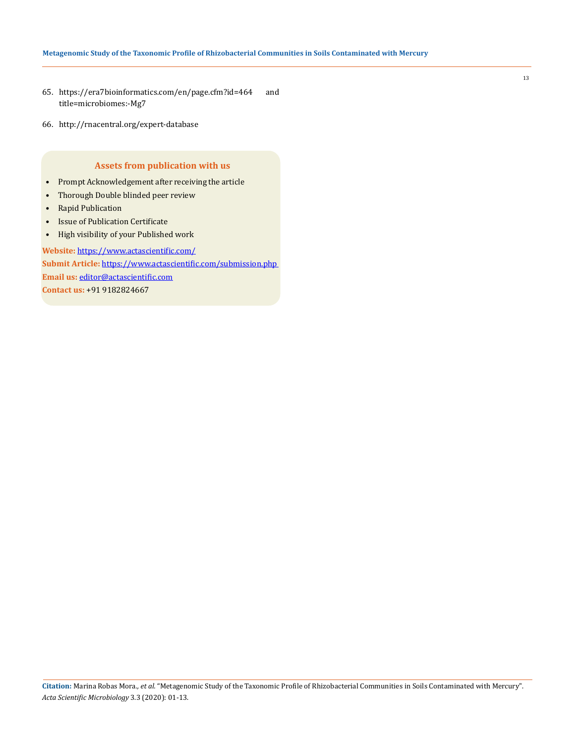65. https://era7bioinformatics.com/en/page.cfm?id=464 and title=microbiomes:-Mg7

66. http://rnacentral.org/expert-database

### Assets from publication with us

- Prompt Acknowledgement after receiving the article
- Thorough Double blinded peer review
- Rapid Publication
- Issue of Publication Certificate
- High visibility of your Published work

**Website:** https://www.actascientific.com/

**Submit Article:** https://www.actascientific.com/submission.php

**Email us:** editor@actascientific.com

**Contact us:** +91 9182824667